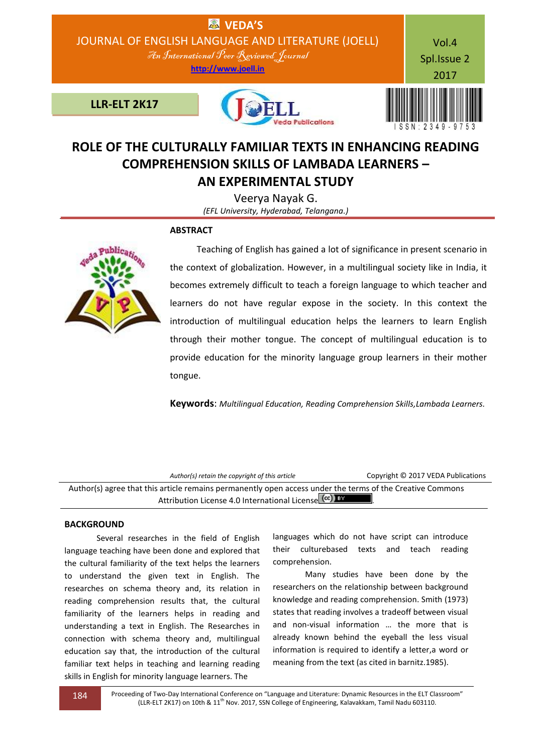# ROLE OF THE CULTURALLY FAMILIAR TEXTS IN ENHANCING READING COMPREHENSION SKILLS OF LAMBADA LEARNERS – AN EXPERIMENTAL STUDY

Veerya Nayak G.

*(EFL University, Hyderabad, Telangana.)*

## ABSTRACT

Teaching of English has gained a lot of significance in present scenario in the context of globalization. However, in a multilingual society like in India, it becomes extremely difficult to teach a foreign language to which teacher and learners do not have regular expose in the society. In this context the introduction of multilingual education helps the learners to learn English through their mother tongue. The concept of multilingual education is to provide education for the minority language group learners in their mother tongue.

**Keywords**: *Multilingual Education, Reading Comprehension Skills,Lambada Learners.*

*Author(s) retain the copyright of this article*

Copyright © 2017 VEDA Publications

Author(s) agree that this article remains permanently open access under the terms of the Creative Commons Attribution License 4.0 International License.

## BACKGROUND

Several researches in the field of English language teaching have been done and explored that the cultural familiarity of the text helps the learners to understand the given text in English. The researches on schema theory and, its relation in reading comprehension results that, the cultural familiarity of the learners helps in reading and understanding a text in English. The Researches in connection with schema theory and, multilingual education say that, the introduction of the cultural familiar text helps in teaching and learning reading skills in English for minority language learners. The languages which do not have script can introduce their culturebased texts and teach reading comprehension.

Many studies have been done by the researchers on the relationship between background knowledge and reading comprehension. Smith (1973) states that reading involves a tradeoff between visual and non-visual information … the more that is already known behind the eyeball the less visual information is required to identify a letter,a word or meaning from the text (as cited in barnitz.1985).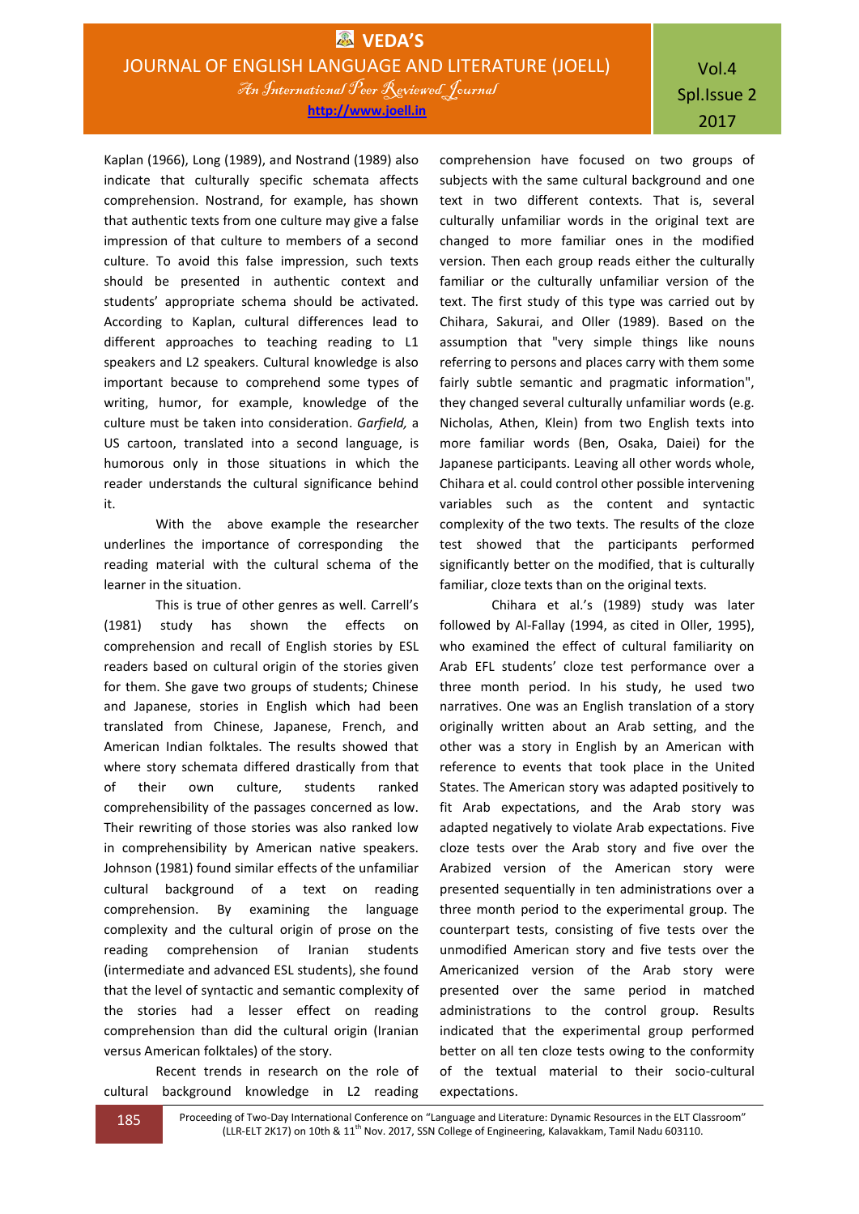Kaplan (1966), Long (1989), and Nostrand (1989) also indicate that culturally specific schemata affects comprehension. Nostrand, for example, has shown that authentic texts from one culture may give a false impression of that culture to members of a second culture. To avoid this false impression, such texts should be presented in authentic context and students' appropriate schema should be activated. According to Kaplan, cultural differences lead to different approaches to teaching reading to L1 speakers and L2 speakers. Cultural knowledge is also important because to comprehend some types of writing, humor, for example, knowledge of the culture must be taken into consideration. *Garfield,* a US cartoon, translated into a second language, is humorous only in those situations in which the reader understands the cultural significance behind it.

With the above example the researcher underlines the importance of corresponding the reading material with the cultural schema of the learner in the situation.

This is true of other genres as well. Carrell's (1981) study has shown the effects on comprehension and recall of English stories by ESL readers based on cultural origin of the stories given for them. She gave two groups of students; Chinese and Japanese, stories in English which had been translated from Chinese, Japanese, French, and American Indian folktales. The results showed that where story schemata differed drastically from that of their own culture, students ranked comprehensibility of the passages concerned as low. Their rewriting of those stories was also ranked low in comprehensibility by American native speakers. Johnson (1981) found similar effects of the unfamiliar cultural background of a text on reading comprehension. By examining the language complexity and the cultural origin of prose on the reading comprehension of Iranian students (intermediate and advanced ESL students), she found that the level of syntactic and semantic complexity of the stories had a lesser effect on reading comprehension than did the cultural origin (Iranian versus American folktales) of the story.

Recent trends in research on the role of cultural background knowledge in L2 reading comprehension have focused on two groups of subjects with the same cultural background and one text in two different contexts. That is, several culturally unfamiliar words in the original text are changed to more familiar ones in the modified version. Then each group reads either the culturally familiar or the culturally unfamiliar version of the text. The first study of this type was carried out by Chihara, Sakurai, and Oller (1989). Based on the assumption that "very simple things like nouns referring to persons and places carry with them some fairly subtle semantic and pragmatic information", they changed several culturally unfamiliar words (e.g. Nicholas, Athen, Klein) from two English texts into more familiar words (Ben, Osaka, Daiei) for the Japanese participants. Leaving all other words whole, Chihara et al. could control other possible intervening variables such as the content and syntactic complexity of the two texts. The results of the cloze test showed that the participants performed significantly better on the modified, that is culturally familiar, cloze texts than on the original texts.

Chihara et al.'s (1989) study was later followed by Al-Fallay (1994, as cited in Oller, 1995), who examined the effect of cultural familiarity on Arab EFL students' cloze test performance over a three month period. In his study, he used two narratives. One was an English translation of a story originally written about an Arab setting, and the other was a story in English by an American with reference to events that took place in the United States. The American story was adapted positively to fit Arab expectations, and the Arab story was adapted negatively to violate Arab expectations. Five cloze tests over the Arab story and five over the Arabized version of the American story were presented sequentially in ten administrations over a three month period to the experimental group. The counterpart tests, consisting of five tests over the unmodified American story and five tests over the Americanized version of the Arab story were presented over the same period in matched administrations to the control group. Results indicated that the experimental group performed better on all ten cloze tests owing to the conformity of the textual material to their socio-cultural expectations.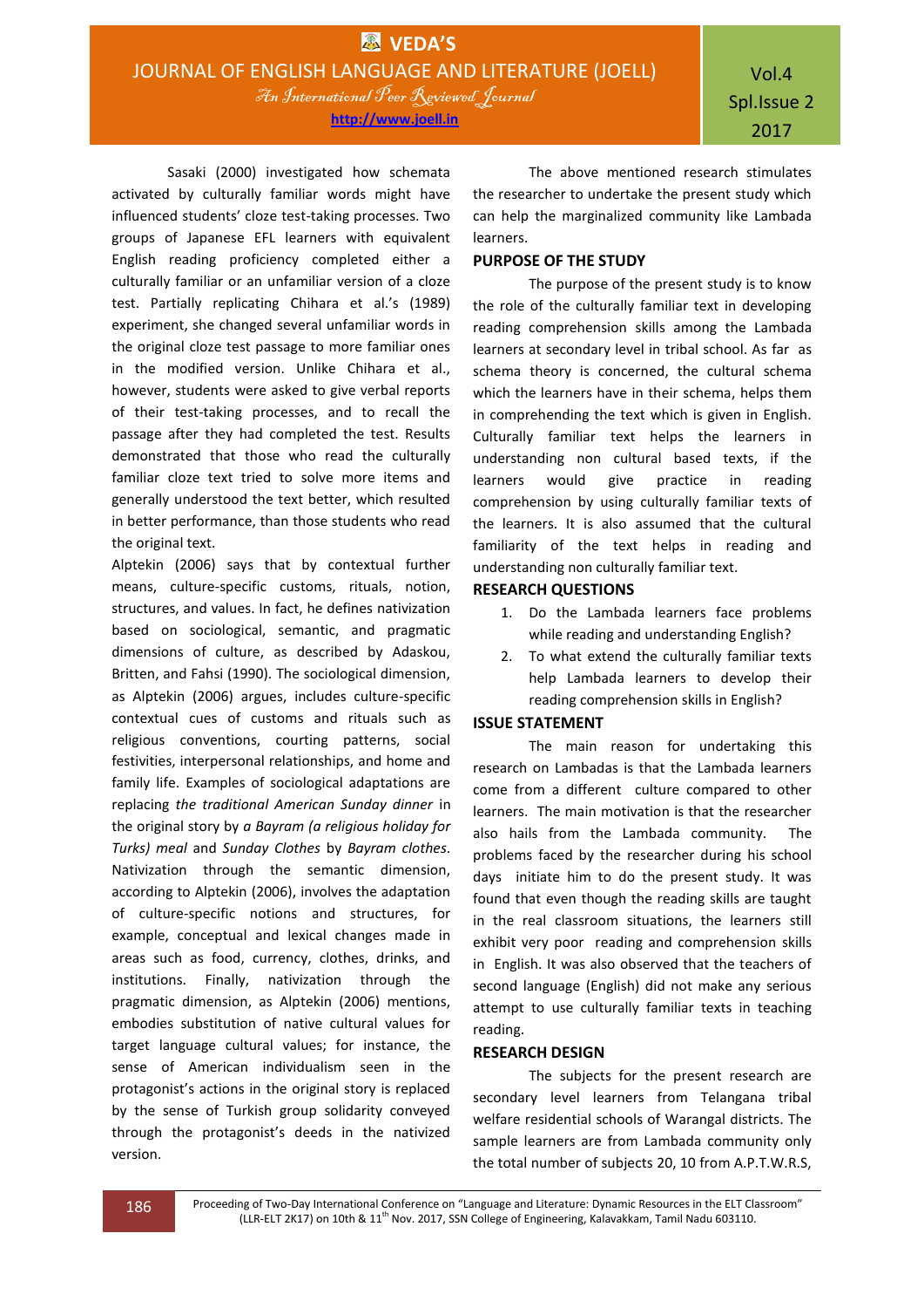Sasaki (2000) investigated how schemata activated by culturally familiar words might have influenced students' cloze test-taking processes. Two groups of Japanese EFL learners with equivalent English reading proficiency completed either a culturally familiar or an unfamiliar version of a cloze test. Partially replicating Chihara et al.'s (1989) experiment, she changed several unfamiliar words in the original cloze test passage to more familiar ones in the modified version. Unlike Chihara et al., however, students were asked to give verbal reports of their test-taking processes, and to recall the passage after they had completed the test. Results demonstrated that those who read the culturally familiar cloze text tried to solve more items and generally understood the text better, which resulted in better performance, than those students who read the original text.

Alptekin (2006) says that by contextual further means, culture-specific customs, rituals, notion, structures, and values. In fact, he defines nativization based on sociological, semantic, and pragmatic dimensions of culture, as described by Adaskou, Britten, and Fahsi (1990). The sociological dimension, as Alptekin (2006) argues, includes culture-specific contextual cues of customs and rituals such as religious conventions, courting patterns, social festivities, interpersonal relationships, and home and family life. Examples of sociological adaptations are replacing *the traditional American Sunday dinner* in the original story by *a Bayram (a religious holiday for Turks) meal* and *Sunday Clothes* by *Bayram clothes*. Nativization through the semantic dimension, according to Alptekin (2006), involves the adaptation of culture-specific notions and structures, for example, conceptual and lexical changes made in areas such as food, currency, clothes, drinks, and institutions. Finally, nativization through the pragmatic dimension, as Alptekin (2006) mentions, embodies substitution of native cultural values for target language cultural values; for instance, the sense of American individualism seen in the protagonist's actions in the original story is replaced by the sense of Turkish group solidarity conveyed through the protagonist's deeds in the nativized version.

The above mentioned research stimulates the researcher to undertake the present study which can help the marginalized community like Lambada learners.

## PURPOSE OF THE STUDY

The purpose of the present study is to know the role of the culturally familiar text in developing reading comprehension skills among the Lambada learners at secondary level in tribal school. As far as schema theory is concerned, the cultural schema which the learners have in their schema, helps them in comprehending the text which is given in English. Culturally familiar text helps the learners in understanding non cultural based texts, if the learners would give practice in reading comprehension by using culturally familiar texts of the learners. It is also assumed that the cultural familiarity of the text helps in reading and understanding non culturally familiar text.

## RESEARCH QUESTIONS

1. Do the Lambada learners face problems while reading and understanding English?
2. To what extend the culturally familiar texts help Lambada learners to develop their reading comprehension skills in English?

## ISSUE STATEMENT

The main reason for undertaking this research on Lambadas is that the Lambada learners come from a different culture compared to other learners. The main motivation is that the researcher also hails from the Lambada community. The problems faced by the researcher during his school days initiate him to do the present study. It was found that even though the reading skills are taught in the real classroom situations, the learners still exhibit very poor reading and comprehension skills in English. It was also observed that the teachers of second language (English) did not make any serious attempt to use culturally familiar texts in teaching reading.

## RESEARCH DESIGN

The subjects for the present research are secondary level learners from Telangana tribal welfare residential schools of Warangal districts. The sample learners are from Lambada community only the total number of subjects 20, 10 from A.P.T.W.R.S,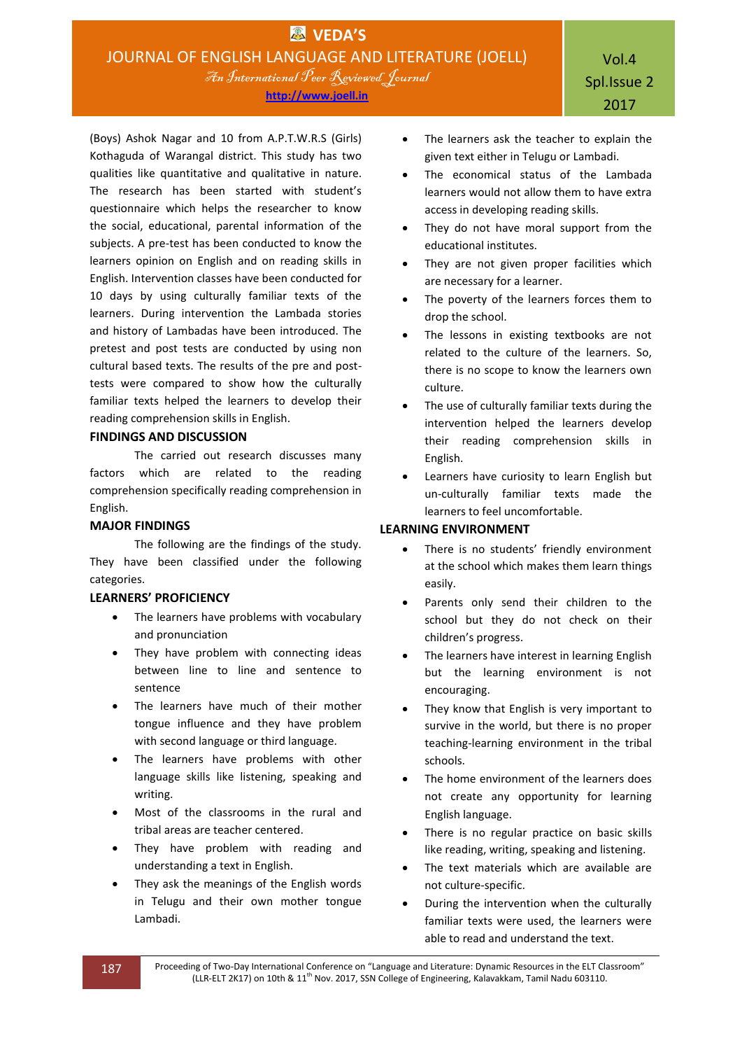(Boys) Ashok Nagar and 10 from A.P.T.W.R.S (Girls) Kothaguda of Warangal district. This study has two qualities like quantitative and qualitative in nature. The research has been started with student's questionnaire which helps the researcher to know the social, educational, parental information of the subjects. A pre-test has been conducted to know the learners opinion on English and on reading skills in English. Intervention classes have been conducted for 10 days by using culturally familiar texts of the learners. During intervention the Lambada stories and history of Lambadas have been introduced. The pretest and post tests are conducted by using non cultural based texts. The results of the pre and post-tests were compared to show how the culturally familiar texts helped the learners to develop their reading comprehension skills in English.

## FINDINGS AND DISCUSSION

The carried out research discusses many factors which are related to the reading comprehension specifically reading comprehension in English.

## MAJOR FINDINGS

The following are the findings of the study. They have been classified under the following categories.

## LEARNERS' PROFICIENCY

- The learners have problems with vocabulary and pronunciation
- They have problem with connecting ideas between line to line and sentence to sentence
- The learners have much of their mother tongue influence and they have problem with second language or third language.
- The learners have problems with other language skills like listening, speaking and writing.
- Most of the classrooms in the rural and tribal areas are teacher centered.
- They have problem with reading and understanding a text in English.
- They ask the meanings of the English words in Telugu and their own mother tongue Lambadi.
- The learners ask the teacher to explain the given text either in Telugu or Lambadi.
- The economical status of the Lambada learners would not allow them to have extra access in developing reading skills.
- They do not have moral support from the educational institutes.
- They are not given proper facilities which are necessary for a learner.
- The poverty of the learners forces them to drop the school.
- The lessons in existing textbooks are not related to the culture of the learners. So, there is no scope to know the learners own culture.
- The use of culturally familiar texts during the intervention helped the learners develop their reading comprehension skills in English.
- Learners have curiosity to learn English but un-culturally familiar texts made the learners to feel uncomfortable.

## LEARNING ENVIRONMENT

- There is no students' friendly environment at the school which makes them learn things easily.
- Parents only send their children to the school but they do not check on their children's progress.
- The learners have interest in learning English but the learning environment is not encouraging.
- They know that English is very important to survive in the world, but there is no proper teaching-learning environment in the tribal schools.
- The home environment of the learners does not create any opportunity for learning English language.
- There is no regular practice on basic skills like reading, writing, speaking and listening.
- The text materials which are available are not culture-specific.
- During the intervention when the culturally familiar texts were used, the learners were able to read and understand the text.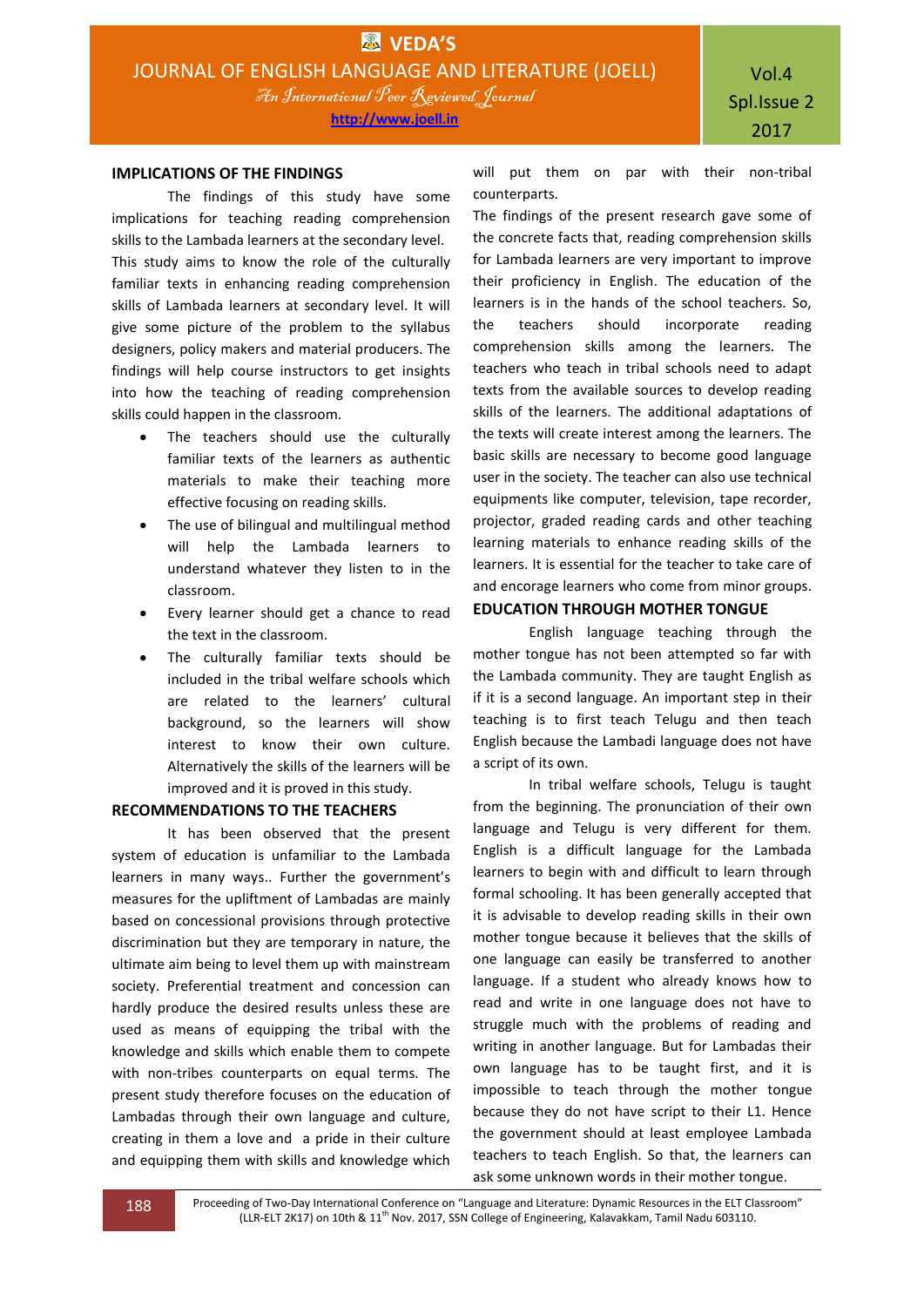## IMPLICATIONS OF THE FINDINGS

The findings of this study have some implications for teaching reading comprehension skills to the Lambada learners at the secondary level. This study aims to know the role of the culturally familiar texts in enhancing reading comprehension skills of Lambada learners at secondary level. It will give some picture of the problem to the syllabus designers, policy makers and material producers. The findings will help course instructors to get insights into how the teaching of reading comprehension skills could happen in the classroom.

- The teachers should use the culturally familiar texts of the learners as authentic materials to make their teaching more effective focusing on reading skills.
- The use of bilingual and multilingual method will help the Lambada learners to understand whatever they listen to in the classroom.
- Every learner should get a chance to read the text in the classroom.
- The culturally familiar texts should be included in the tribal welfare schools which are related to the learners' cultural background, so the learners will show interest to know their own culture. Alternatively the skills of the learners will be improved and it is proved in this study.

## RECOMMENDATIONS TO THE TEACHERS

It has been observed that the present system of education is unfamiliar to the Lambada learners in many ways.. Further the government's measures for the upliftment of Lambadas are mainly based on concessional provisions through protective discrimination but they are temporary in nature, the ultimate aim being to level them up with mainstream society. Preferential treatment and concession can hardly produce the desired results unless these are used as means of equipping the tribal with the knowledge and skills which enable them to compete with non-tribes counterparts on equal terms. The present study therefore focuses on the education of Lambadas through their own language and culture, creating in them a love and a pride in their culture and equipping them with skills and knowledge which will put them on par with their non-tribal counterparts.

The findings of the present research gave some of the concrete facts that, reading comprehension skills for Lambada learners are very important to improve their proficiency in English. The education of the learners is in the hands of the school teachers. So, the teachers should incorporate reading comprehension skills among the learners. The teachers who teach in tribal schools need to adapt texts from the available sources to develop reading skills of the learners. The additional adaptations of the texts will create interest among the learners. The basic skills are necessary to become good language user in the society. The teacher can also use technical equipments like computer, television, tape recorder, projector, graded reading cards and other teaching learning materials to enhance reading skills of the learners. It is essential for the teacher to take care of and encorage learners who come from minor groups.

## EDUCATION THROUGH MOTHER TONGUE

English language teaching through the mother tongue has not been attempted so far with the Lambada community. They are taught English as if it is a second language. An important step in their teaching is to first teach Telugu and then teach English because the Lambadi language does not have a script of its own.

In tribal welfare schools, Telugu is taught from the beginning. The pronunciation of their own language and Telugu is very different for them. English is a difficult language for the Lambada learners to begin with and difficult to learn through formal schooling. It has been generally accepted that it is advisable to develop reading skills in their own mother tongue because it believes that the skills of one language can easily be transferred to another language. If a student who already knows how to read and write in one language does not have to struggle much with the problems of reading and writing in another language. But for Lambadas their own language has to be taught first, and it is impossible to teach through the mother tongue because they do not have script to their L1. Hence the government should at least employee Lambada teachers to teach English. So that, the learners can ask some unknown words in their mother tongue.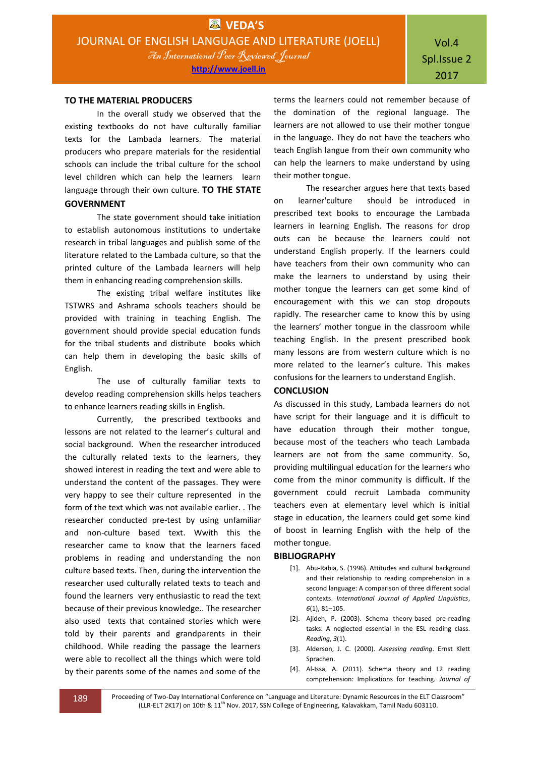## TO THE MATERIAL PRODUCERS

In the overall study we observed that the existing textbooks do not have culturally familiar texts for the Lambada learners. The material producers who prepare materials for the residential schools can include the tribal culture for the school level children which can help the learners learn language through their own culture.

## TO THE STATE GOVERNMENT

The state government should take initiation to establish autonomous institutions to undertake research in tribal languages and publish some of the literature related to the Lambada culture, so that the printed culture of the Lambada learners will help them in enhancing reading comprehension skills.

The existing tribal welfare institutes like TSTWRS and Ashrama schools teachers should be provided with training in teaching English. The government should provide special education funds for the tribal students and distribute books which can help them in developing the basic skills of English.

The use of culturally familiar texts to develop reading comprehension skills helps teachers to enhance learners reading skills in English.

Currently, the prescribed textbooks and lessons are not related to the learner's cultural and social background. When the researcher introduced the culturally related texts to the learners, they showed interest in reading the text and were able to understand the content of the passages. They were very happy to see their culture represented in the form of the text which was not available earlier. . The researcher conducted pre-test by using unfamiliar and non-culture based text. Wwith this the researcher came to know that the learners faced problems in reading and understanding the non culture based texts. Then, during the intervention the researcher used culturally related texts to teach and found the learners very enthusiastic to read the text because of their previous knowledge.. The researcher also used texts that contained stories which were told by their parents and grandparents in their childhood. While reading the passage the learners were able to recollect all the things which were told by their parents some of the names and some of the terms the learners could not remember because of the domination of the regional language. The learners are not allowed to use their mother tongue in the language. They do not have the teachers who teach English langue from their own community who can help the learners to make understand by using their mother tongue.

The researcher argues here that texts based on learner'culture should be introduced in prescribed text books to encourage the Lambada learners in learning English. The reasons for drop outs can be because the learners could not understand English properly. If the learners could have teachers from their own community who can make the learners to understand by using their mother tongue the learners can get some kind of encouragement with this we can stop dropouts rapidly. The researcher came to know this by using the learners' mother tongue in the classroom while teaching English. In the present prescribed book many lessons are from western culture which is no more related to the learner's culture. This makes confusions for the learners to understand English.

## CONCLUSION

As discussed in this study, Lambada learners do not have script for their language and it is difficult to have education through their mother tongue, because most of the teachers who teach Lambada learners are not from the same community. So, providing multilingual education for the learners who come from the minor community is difficult. If the government could recruit Lambada community teachers even at elementary level which is initial stage in education, the learners could get some kind of boost in learning English with the help of the mother tongue.

## BIBLIOGRAPHY

[1]. Abu-Rabia, S. (1996). Attitudes and cultural background and their relationship to reading comprehension in a second language: A comparison of three different social contexts. *International Journal of Applied Linguistics*, *6*(1), 81–105.

[2]. Ajideh, P. (2003). Schema theory-based pre-reading tasks: A neglected essential in the ESL reading class. *Reading*, *3*(1).

[3]. Alderson, J. C. (2000). *Assessing reading*. Ernst Klett Sprachen.

[4]. Al-Issa, A. (2011). Schema theory and L2 reading comprehension: Implications for teaching. *Journal of*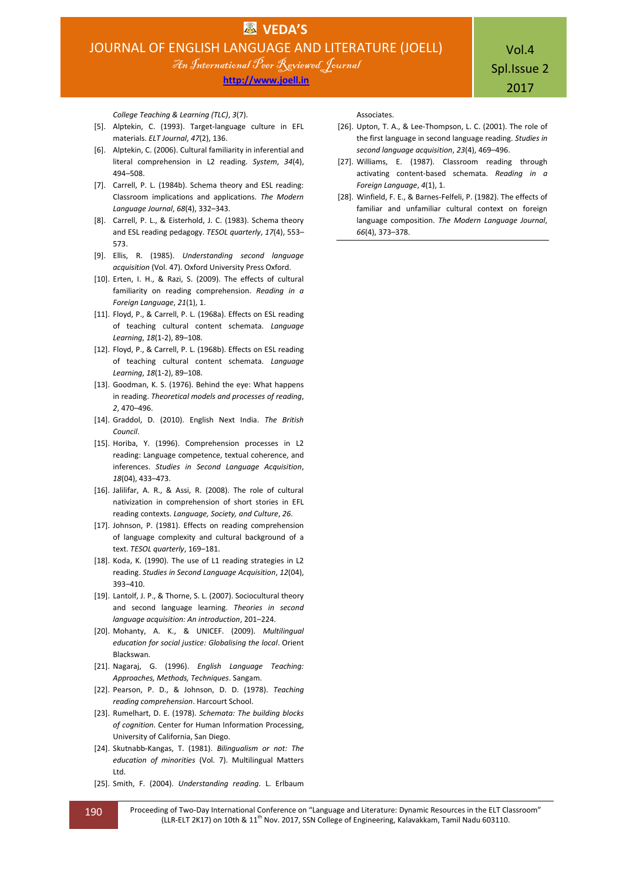College Teaching & Learning (TLC)*, *3*(7).

[5]. Alptekin, C. (1993). Target-language culture in EFL materials. *ELT Journal*, *47*(2), 136.

[6]. Alptekin, C. (2006). Cultural familiarity in inferential and literal comprehension in L2 reading. *System*, *34*(4), 494–508.

[7]. Carrell, P. L. (1984b). Schema theory and ESL reading: Classroom implications and applications. *The Modern Language Journal*, *68*(4), 332–343.

[8]. Carrell, P. L., & Eisterhold, J. C. (1983). Schema theory and ESL reading pedagogy. *TESOL quarterly*, *17*(4), 553–573.

[9]. Ellis, R. (1985). *Understanding second language acquisition* (Vol. 47). Oxford University Press Oxford.

[10]. Erten, I. H., & Razi, S. (2009). The effects of cultural familiarity on reading comprehension. *Reading in a Foreign Language*, *21*(1), 1.

[11]. Floyd, P., & Carrell, P. L. (1968a). Effects on ESL reading of teaching cultural content schemata. *Language Learning*, *18*(1-2), 89–108.

[12]. Floyd, P., & Carrell, P. L. (1968b). Effects on ESL reading of teaching cultural content schemata. *Language Learning*, *18*(1-2), 89–108.

[13]. Goodman, K. S. (1976). Behind the eye: What happens in reading. *Theoretical models and processes of reading*, *2*, 470–496.

[14]. Graddol, D. (2010). English Next India. *The British Council*.

[15]. Horiba, Y. (1996). Comprehension processes in L2 reading: Language competence, textual coherence, and inferences. *Studies in Second Language Acquisition*, *18*(04), 433–473.

[16]. Jalilifar, A. R., & Assi, R. (2008). The role of cultural nativization in comprehension of short stories in EFL reading contexts. *Language, Society, and Culture*, *26*.

[17]. Johnson, P. (1981). Effects on reading comprehension of language complexity and cultural background of a text. *TESOL quarterly*, 169–181.

[18]. Koda, K. (1990). The use of L1 reading strategies in L2 reading. *Studies in Second Language Acquisition*, *12*(04), 393–410.

[19]. Lantolf, J. P., & Thorne, S. L. (2007). Sociocultural theory and second language learning. *Theories in second language acquisition: An introduction*, 201–224.

[20]. Mohanty, A. K., & UNICEF. (2009). *Multilingual education for social justice: Globalising the local*. Orient Blackswan.

[21]. Nagaraj, G. (1996). *English Language Teaching: Approaches, Methods, Techniques*. Sangam.

[22]. Pearson, P. D., & Johnson, D. D. (1978). *Teaching reading comprehension*. Harcourt School.

[23]. Rumelhart, D. E. (1978). *Schemata: The building blocks of cognition*. Center for Human Information Processing, University of California, San Diego.

[24]. Skutnabb-Kangas, T. (1981). *Bilingualism or not: The education of minorities* (Vol. 7). Multilingual Matters Ltd.

[25]. Smith, F. (2004). *Understanding reading*. L. Erlbaum Associates.

[26]. Upton, T. A., & Lee-Thompson, L. C. (2001). The role of the first language in second language reading. *Studies in second language acquisition*, *23*(4), 469–496.

[27]. Williams, E. (1987). Classroom reading through activating content-based schemata. *Reading in a Foreign Language*, *4*(1), 1.

[28]. Winfield, F. E., & Barnes-Felfeli, P. (1982). The effects of familiar and unfamiliar cultural context on foreign language composition. *The Modern Language Journal*, *66*(4), 373–378.